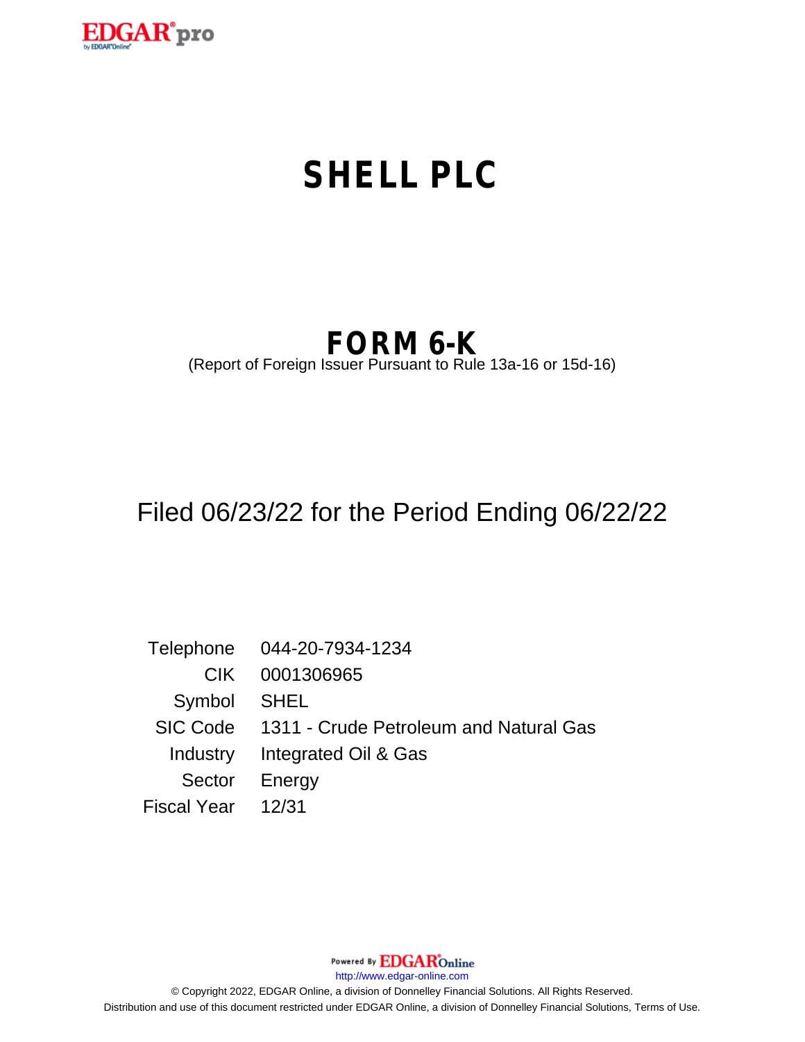EDGAR® pro
by EDGAR®Online

# SHELL PLC

## FORM 6-K

(Report of Foreign Issuer Pursuant to Rule 13a-16 or 15d-16)

Filed 06/23/22 for the Period Ending 06/22/22

| | |
|---|---|
| Telephone | 044-20-7934-1234 |
| CIK | 0001306965 |
| Symbol | SHEL |
| SIC Code | 1311 - Crude Petroleum and Natural Gas |
| Industry | Integrated Oil & Gas |
| Sector | Energy |
| Fiscal Year | 12/31 |

Powered By EDGAR®Online

http://www.edgar-online.com

© Copyright 2022, EDGAR Online, a division of Donnelley Financial Solutions. All Rights Reserved.

Distribution and use of this document restricted under EDGAR Online, a division of Donnelley Financial Solutions, Terms of Use.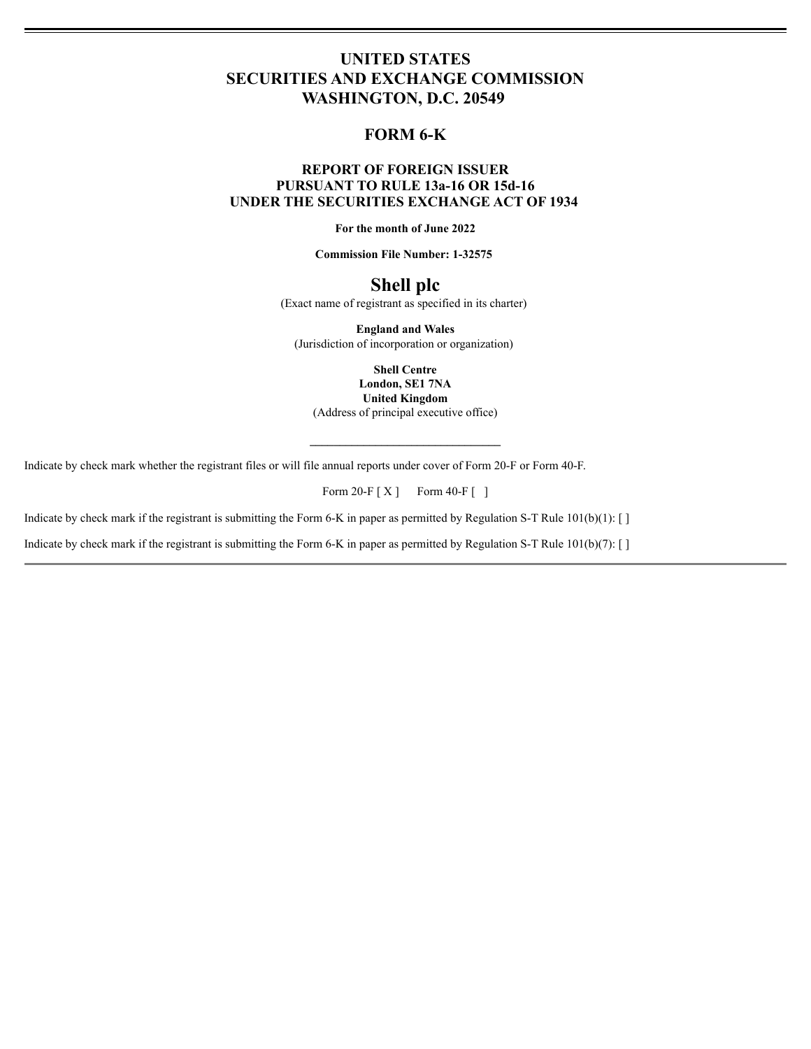# UNITED STATES
# SECURITIES AND EXCHANGE COMMISSION
# WASHINGTON, D.C. 20549

## FORM 6-K

### REPORT OF FOREIGN ISSUER PURSUANT TO RULE 13a-16 OR 15d-16 UNDER THE SECURITIES EXCHANGE ACT OF 1934

**For the month of June 2022**

**Commission File Number: 1-32575**

## Shell plc

(Exact name of registrant as specified in its charter)

**England and Wales**
(Jurisdiction of incorporation or organization)

**Shell Centre**
**London, SE1 7NA**
**United Kingdom**
(Address of principal executive office)

---

Indicate by check mark whether the registrant files or will file annual reports under cover of Form 20-F or Form 40-F.

Form 20-F [ X ]     Form 40-F [  ]

Indicate by check mark if the registrant is submitting the Form 6-K in paper as permitted by Regulation S-T Rule 101(b)(1): [ ]

Indicate by check mark if the registrant is submitting the Form 6-K in paper as permitted by Regulation S-T Rule 101(b)(7): [ ]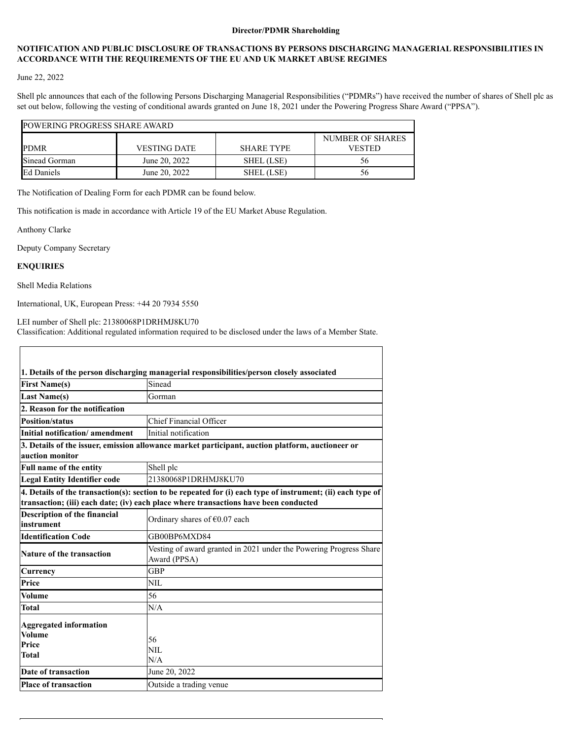**Director/PDMR Shareholding**

**NOTIFICATION AND PUBLIC DISCLOSURE OF TRANSACTIONS BY PERSONS DISCHARGING MANAGERIAL RESPONSIBILITIES IN ACCORDANCE WITH THE REQUIREMENTS OF THE EU AND UK MARKET ABUSE REGIMES**

June 22, 2022

Shell plc announces that each of the following Persons Discharging Managerial Responsibilities ("PDMRs") have received the number of shares of Shell plc as set out below, following the vesting of conditional awards granted on June 18, 2021 under the Powering Progress Share Award ("PPSA").

| POWERING PROGRESS SHARE AWARD | | | |
|---|---|---|---|
| PDMR | VESTING DATE | SHARE TYPE | NUMBER OF SHARES VESTED |
| Sinead Gorman | June 20, 2022 | SHEL (LSE) | 56 |
| Ed Daniels | June 20, 2022 | SHEL (LSE) | 56 |

The Notification of Dealing Form for each PDMR can be found below.

This notification is made in accordance with Article 19 of the EU Market Abuse Regulation.

Anthony Clarke

Deputy Company Secretary

**ENQUIRIES**

Shell Media Relations

International, UK, European Press: +44 20 7934 5550

LEI number of Shell plc: 21380068P1DRHMJ8KU70
Classification: Additional regulated information required to be disclosed under the laws of a Member State.

| **1. Details of the person discharging managerial responsibilities/person closely associated** | |
|---|---|
| **First Name(s)** | Sinead |
| **Last Name(s)** | Gorman |
| **2. Reason for the notification** | |
| **Position/status** | Chief Financial Officer |
| **Initial notification/ amendment** | Initial notification |
| **3. Details of the issuer, emission allowance market participant, auction platform, auctioneer or auction monitor** | |
| **Full name of the entity** | Shell plc |
| **Legal Entity Identifier code** | 21380068P1DRHMJ8KU70 |
| **4. Details of the transaction(s): section to be repeated for (i) each type of instrument; (ii) each type of transaction; (iii) each date; (iv) each place where transactions have been conducted** | |
| **Description of the financial instrument** | Ordinary shares of €0.07 each |
| **Identification Code** | GB00BP6MXD84 |
| **Nature of the transaction** | Vesting of award granted in 2021 under the Powering Progress Share Award (PPSA) |
| **Currency** | GBP |
| **Price** | NIL |
| **Volume** | 56 |
| **Total** | N/A |
| **Aggregated information**<br>**Volume**<br>**Price**<br>**Total** | <br>56<br>NIL<br>N/A |
| **Date of transaction** | June 20, 2022 |
| **Place of transaction** | Outside a trading venue |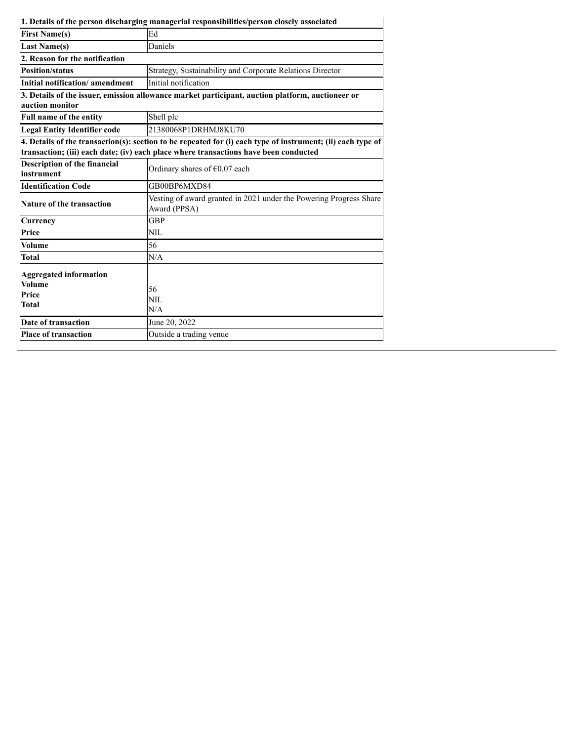| 1. Details of the person discharging managerial responsibilities/person closely associated | |
|---|---|
| First Name(s) | Ed |
| Last Name(s) | Daniels |
| 2. Reason for the notification | |
| Position/status | Strategy, Sustainability and Corporate Relations Director |
| Initial notification/ amendment | Initial notification |
| 3. Details of the issuer, emission allowance market participant, auction platform, auctioneer or auction monitor | |
| Full name of the entity | Shell plc |
| Legal Entity Identifier code | 21380068P1DRHMJ8KU70 |
| 4. Details of the transaction(s): section to be repeated for (i) each type of instrument; (ii) each type of transaction; (iii) each date; (iv) each place where transactions have been conducted | |
| Description of the financial instrument | Ordinary shares of €0.07 each |
| Identification Code | GB00BP6MXD84 |
| Nature of the transaction | Vesting of award granted in 2021 under the Powering Progress Share Award (PPSA) |
| Currency | GBP |
| Price | NIL |
| Volume | 56 |
| Total | N/A |
| Aggregated information<br>Volume<br>Price<br>Total | <br>56<br>NIL<br>N/A |
| Date of transaction | June 20, 2022 |
| Place of transaction | Outside a trading venue |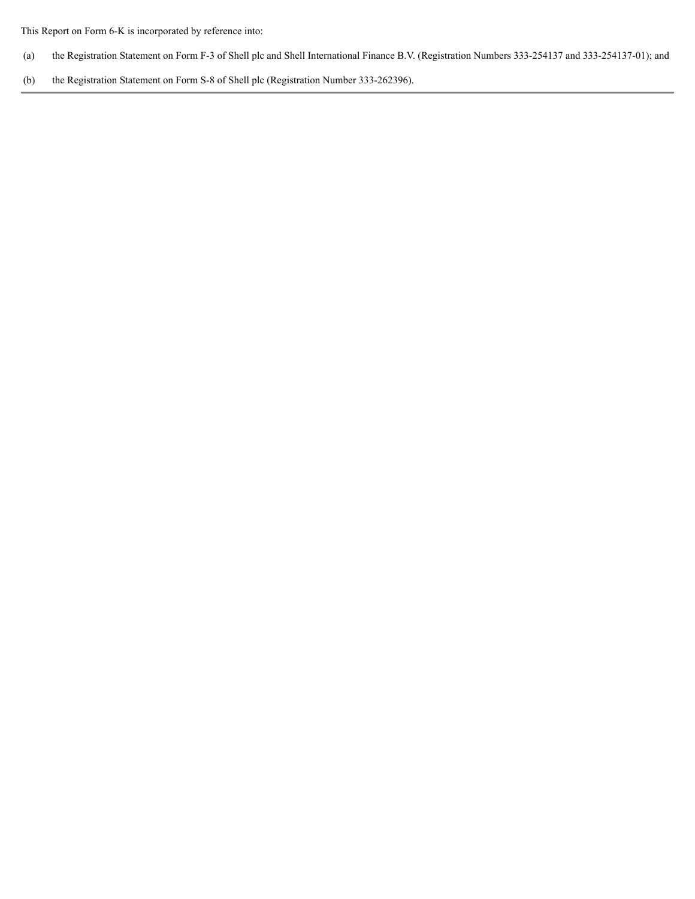This Report on Form 6-K is incorporated by reference into:

(a) the Registration Statement on Form F-3 of Shell plc and Shell International Finance B.V. (Registration Numbers 333-254137 and 333-254137-01); and

(b) the Registration Statement on Form S-8 of Shell plc (Registration Number 333-262396).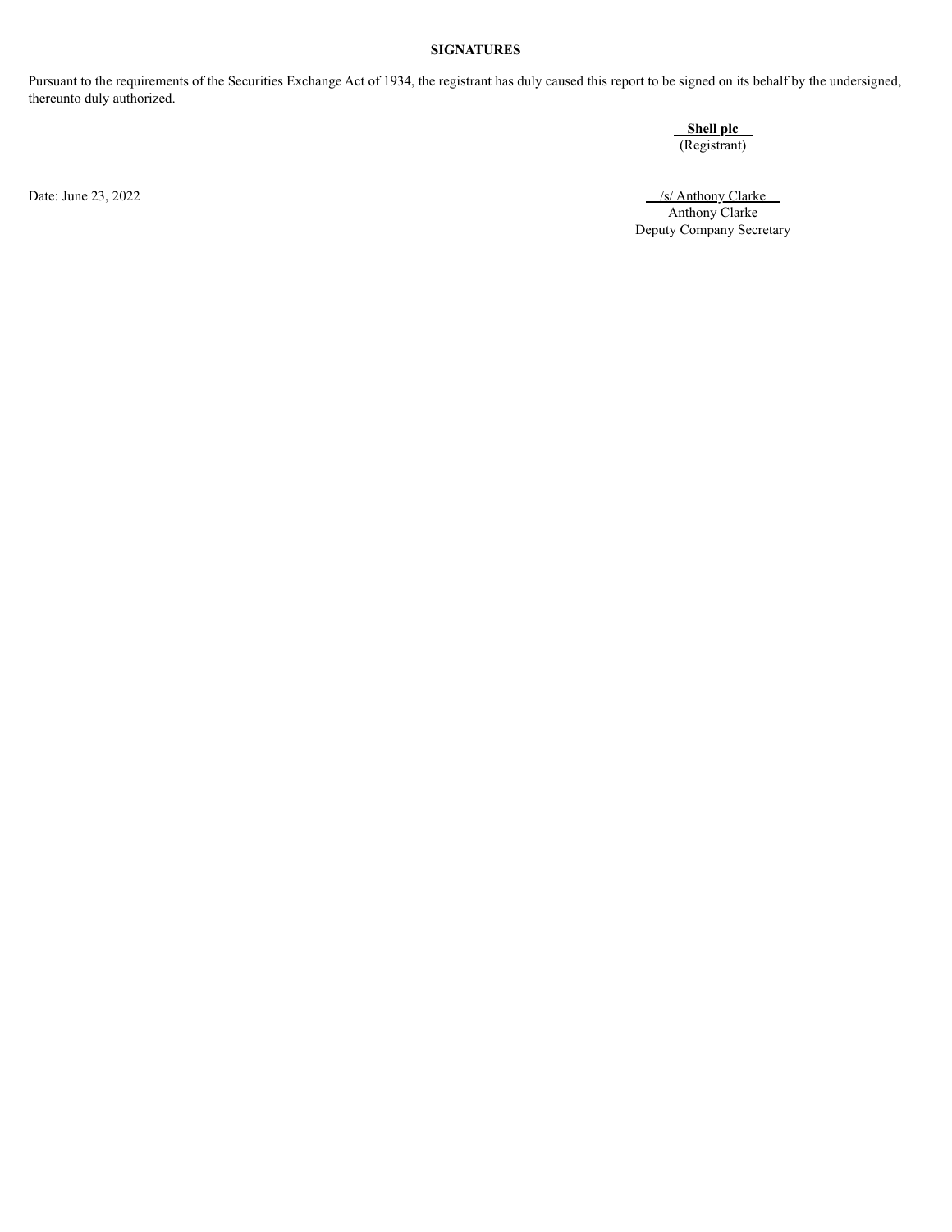**SIGNATURES**

Pursuant to the requirements of the Securities Exchange Act of 1934, the registrant has duly caused this report to be signed on its behalf by the undersigned, thereunto duly authorized.

**Shell plc**
(Registrant)

Date: June 23, 2022

/s/ Anthony Clarke
Anthony Clarke
Deputy Company Secretary